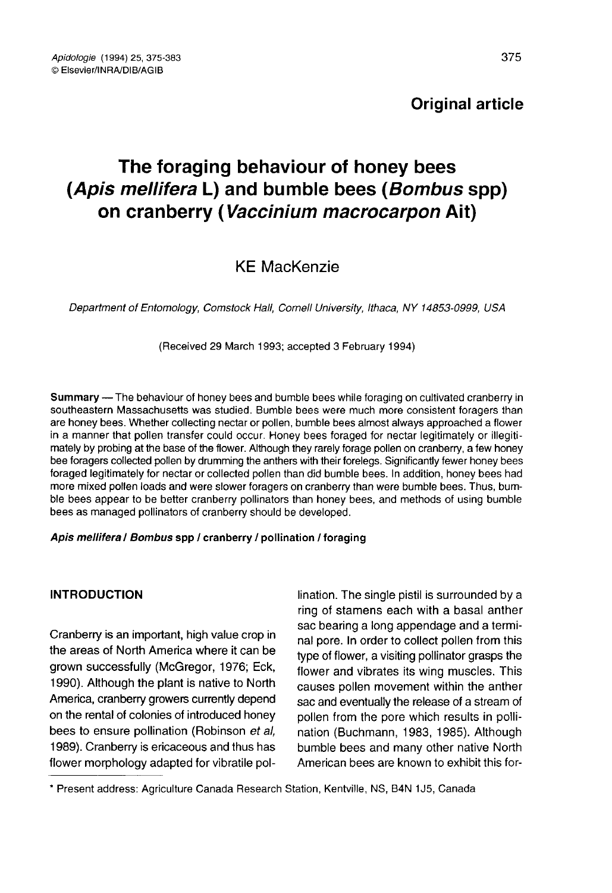Original article

# The foraging behaviour of honey bees (*Apis mellifera* L) and bumble bees (*Bombus* spp) on cranberry (*Vaccinium macrocarpon* Ait)

KE MacKenzie

*Department of Entomology, Comstock Hall, Cornell University, Ithaca, NY 14853-0999, USA*

(Received 29 March 1993; accepted 3 February 1994)

**Summary** — The behaviour of honey bees and bumble bees while foraging on cultivated cranberry in southeastern Massachusetts was studied. Bumble bees were much more consistent foragers than are honey bees. Whether collecting nectar or pollen, bumble bees almost always approached a flower in a manner that pollen transfer could occur. Honey bees foraged for nectar legitimately or illegitimately by probing at the base of the flower. Although they rarely forage pollen on cranberry, a few honey bee foragers collected pollen by drumming the anthers with their forelegs. Significantly fewer honey bees foraged legitimately for nectar or collected pollen than did bumble bees. In addition, honey bees had more mixed pollen loads and were slower foragers on cranberry than were bumble bees. Thus, bumble bees appear to be better cranberry pollinators than honey bees, and methods of using bumble bees as managed pollinators of cranberry should be developed.

***Apis mellifera* / *Bombus* spp / cranberry / pollination / foraging**

## INTRODUCTION

Cranberry is an important, high value crop in the areas of North America where it can be grown successfully (McGregor, 1976; Eck, 1990). Although the plant is native to North America, cranberry growers currently depend on the rental of colonies of introduced honey bees to ensure pollination (Robinson *et al*, 1989). Cranberry is ericaceous and thus has flower morphology adapted for vibratile pollination. The single pistil is surrounded by a ring of stamens each with a basal anther sac bearing a long appendage and a terminal pore. In order to collect pollen from this type of flower, a visiting pollinator grasps the flower and vibrates its wing muscles. This causes pollen movement within the anther sac and eventually the release of a stream of pollen from the pore which results in pollination (Buchmann, 1983, 1985). Although bumble bees and many other native North American bees are known to exhibit this for-

* Present address: Agriculture Canada Research Station, Kentville, NS, B4N 1J5, Canada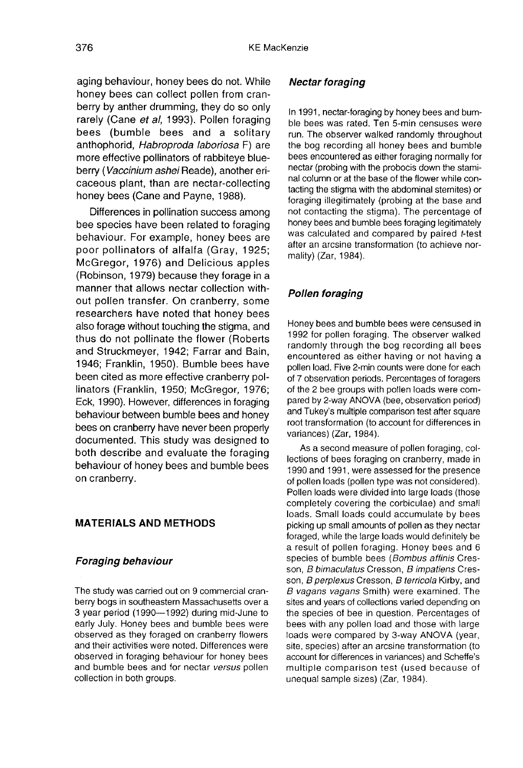aging behaviour, honey bees do not. While honey bees can collect pollen from cranberry by anther drumming, they do so only rarely (Cane *et al*, 1993). Pollen foraging bees (bumble bees and a solitary anthophorid, *Habroproda laboriosa* F) are more effective pollinators of rabbiteye blueberry (*Vaccinium ashei* Reade), another ericaceous plant, than are nectar-collecting honey bees (Cane and Payne, 1988).

Differences in pollination success among bee species have been related to foraging behaviour. For example, honey bees are poor pollinators of alfalfa (Gray, 1925; McGregor, 1976) and Delicious apples (Robinson, 1979) because they forage in a manner that allows nectar collection without pollen transfer. On cranberry, some researchers have noted that honey bees also forage without touching the stigma, and thus do not pollinate the flower (Roberts and Struckmeyer, 1942; Farrar and Bain, 1946; Franklin, 1950). Bumble bees have been cited as more effective cranberry pollinators (Franklin, 1950; McGregor, 1976; Eck, 1990). However, differences in foraging behaviour between bumble bees and honey bees on cranberry have never been properly documented. This study was designed to both describe and evaluate the foraging behaviour of honey bees and bumble bees on cranberry.

## MATERIALS AND METHODS

### Foraging behaviour

The study was carried out on 9 commercial cranberry bogs in southeastern Massachusetts over a 3 year period (1990—1992) during mid-June to early July. Honey bees and bumble bees were observed as they foraged on cranberry flowers and their activities were noted. Differences were observed in foraging behaviour for honey bees and bumble bees and for nectar *versus* pollen collection in both groups.

### Nectar foraging

In 1991, nectar-foraging by honey bees and bumble bees was rated. Ten 5-min censuses were run. The observer walked randomly throughout the bog recording all honey bees and bumble bees encountered as either foraging normally for nectar (probing with the probocis down the staminal column or at the base of the flower while contacting the stigma with the abdominal sternites) or foraging illegitimately (probing at the base and not contacting the stigma). The percentage of honey bees and bumble bees foraging legitimately was calculated and compared by paired *t*-test after an arcsine transformation (to achieve normality) (Zar, 1984).

### Pollen foraging

Honey bees and bumble bees were censused in 1992 for pollen foraging. The observer walked randomly through the bog recording all bees encountered as either having or not having a pollen load. Five 2-min counts were done for each of 7 observation periods. Percentages of foragers of the 2 bee groups with pollen loads were compared by 2-way ANOVA (bee, observation period) and Tukey's multiple comparison test after square root transformation (to account for differences in variances) (Zar, 1984).

As a second measure of pollen foraging, collections of bees foraging on cranberry, made in 1990 and 1991, were assessed for the presence of pollen loads (pollen type was not considered). Pollen loads were divided into large loads (those completely covering the corbiculae) and small loads. Small loads could accumulate by bees picking up small amounts of pollen as they nectar foraged, while the large loads would definitely be a result of pollen foraging. Honey bees and 6 species of bumble bees (*Bombus affinis* Cresson, *B bimaculatus* Cresson, *B impatiens* Cresson, *B perplexus* Cresson, *B terricola* Kirby, and *B vagans vagans* Smith) were examined. The sites and years of collections varied depending on the species of bee in question. Percentages of bees with any pollen load and those with large loads were compared by 3-way ANOVA (year, site, species) after an arcsine transformation (to account for differences in variances) and Scheffe's multiple comparison test (used because of unequal sample sizes) (Zar, 1984).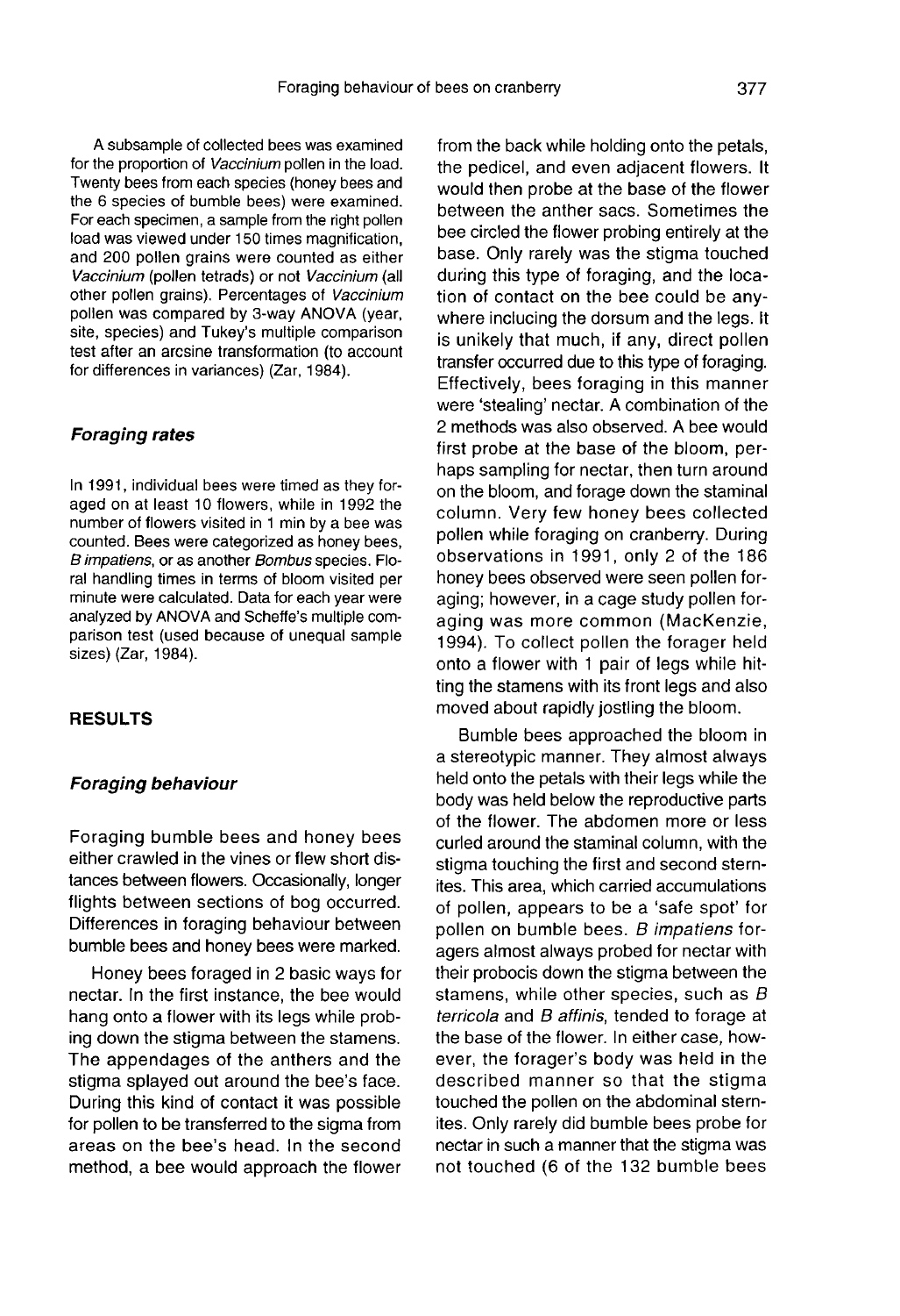A subsample of collected bees was examined for the proportion of *Vaccinium* pollen in the load. Twenty bees from each species (honey bees and the 6 species of bumble bees) were examined. For each specimen, a sample from the right pollen load was viewed under 150 times magnification, and 200 pollen grains were counted as either *Vaccinium* (pollen tetrads) or not *Vaccinium* (all other pollen grains). Percentages of *Vaccinium* pollen was compared by 3-way ANOVA (year, site, species) and Tukey's multiple comparison test after an arcsine transformation (to account for differences in variances) (Zar, 1984).

### *Foraging rates*

In 1991, individual bees were timed as they foraged on at least 10 flowers, while in 1992 the number of flowers visited in 1 min by a bee was counted. Bees were categorized as honey bees, *B impatiens*, or as another *Bombus* species. Floral handling times in terms of bloom visited per minute were calculated. Data for each year were analyzed by ANOVA and Scheffe's multiple comparison test (used because of unequal sample sizes) (Zar, 1984).

## RESULTS

### *Foraging behaviour*

Foraging bumble bees and honey bees either crawled in the vines or flew short distances between flowers. Occasionally, longer flights between sections of bog occurred. Differences in foraging behaviour between bumble bees and honey bees were marked.

Honey bees foraged in 2 basic ways for nectar. In the first instance, the bee would hang onto a flower with its legs while probing down the stigma between the stamens. The appendages of the anthers and the stigma splayed out around the bee's face. During this kind of contact it was possible for pollen to be transferred to the sigma from areas on the bee's head. In the second method, a bee would approach the flower from the back while holding onto the petals, the pedicel, and even adjacent flowers. It would then probe at the base of the flower between the anther sacs. Sometimes the bee circled the flower probing entirely at the base. Only rarely was the stigma touched during this type of foraging, and the location of contact on the bee could be anywhere inclucing the dorsum and the legs. It is unikely that much, if any, direct pollen transfer occurred due to this type of foraging. Effectively, bees foraging in this manner were 'stealing' nectar. A combination of the 2 methods was also observed. A bee would first probe at the base of the bloom, perhaps sampling for nectar, then turn around on the bloom, and forage down the staminal column. Very few honey bees collected pollen while foraging on cranberry. During observations in 1991, only 2 of the 186 honey bees observed were seen pollen foraging; however, in a cage study pollen foraging was more common (MacKenzie, 1994). To collect pollen the forager held onto a flower with 1 pair of legs while hitting the stamens with its front legs and also moved about rapidly jostling the bloom.

Bumble bees approached the bloom in a stereotypic manner. They almost always held onto the petals with their legs while the body was held below the reproductive parts of the flower. The abdomen more or less curled around the staminal column, with the stigma touching the first and second sternites. This area, which carried accumulations of pollen, appears to be a 'safe spot' for pollen on bumble bees. *B impatiens* foragers almost always probed for nectar with their probocis down the stigma between the stamens, while other species, such as *B terricola* and *B affinis*, tended to forage at the base of the flower. In either case, however, the forager's body was held in the described manner so that the stigma touched the pollen on the abdominal sternites. Only rarely did bumble bees probe for nectar in such a manner that the stigma was not touched (6 of the 132 bumble bees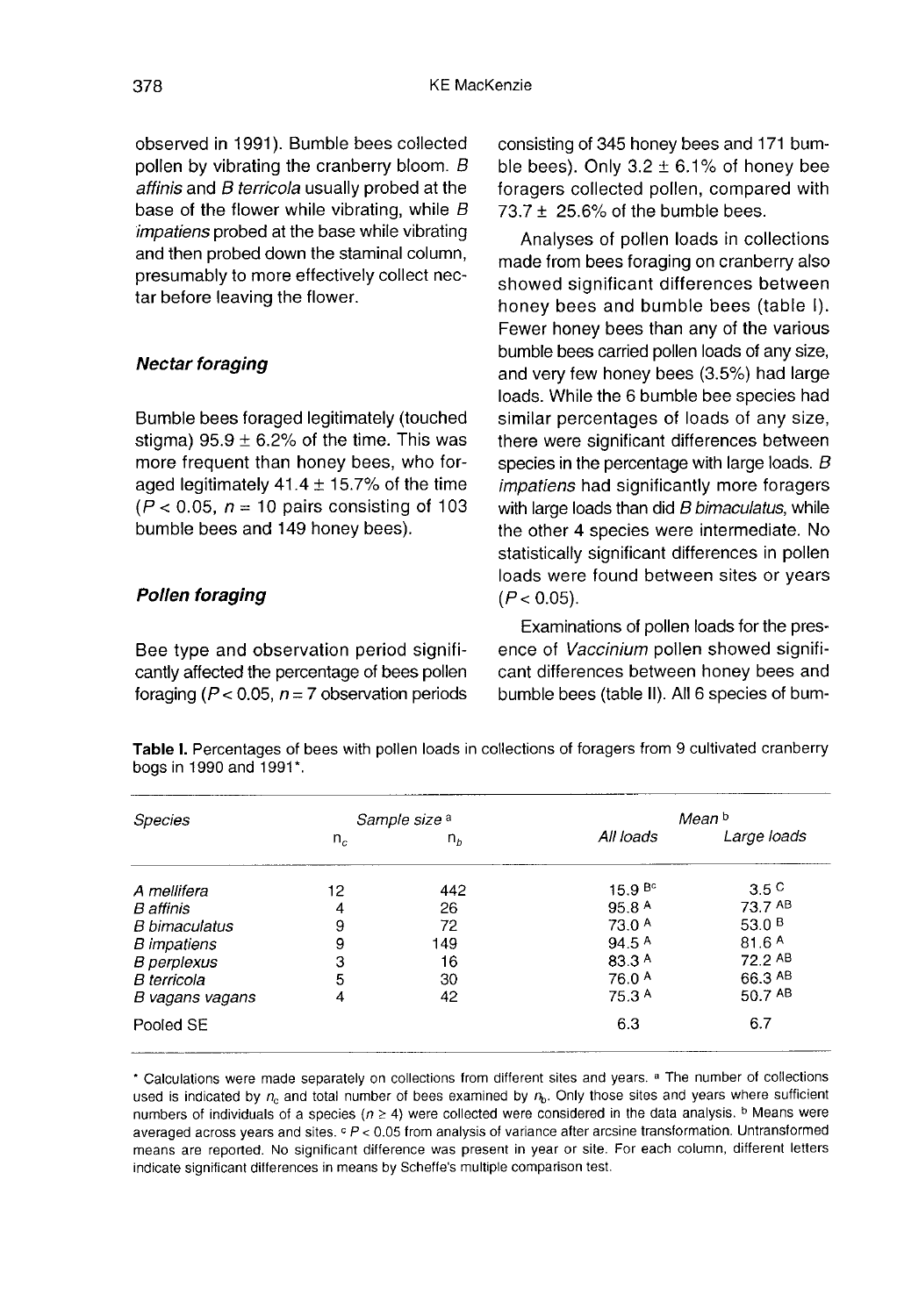observed in 1991). Bumble bees collected pollen by vibrating the cranberry bloom. *B affinis* and *B terricola* usually probed at the base of the flower while vibrating, while *B impatiens* probed at the base while vibrating and then probed down the staminal column, presumably to more effectively collect nectar before leaving the flower.

### Nectar foraging

Bumble bees foraged legitimately (touched stigma) 95.9 ± 6.2% of the time. This was more frequent than honey bees, who foraged legitimately 41.4 ± 15.7% of the time ($P < 0.05$, $n = 10$ pairs consisting of 103 bumble bees and 149 honey bees).

### Pollen foraging

Bee type and observation period significantly affected the percentage of bees pollen foraging ($P < 0.05$, $n = 7$ observation periods consisting of 345 honey bees and 171 bumble bees). Only 3.2 ± 6.1% of honey bee foragers collected pollen, compared with 73.7 ± 25.6% of the bumble bees.

Analyses of pollen loads in collections made from bees foraging on cranberry also showed significant differences between honey bees and bumble bees (table I). Fewer honey bees than any of the various bumble bees carried pollen loads of any size, and very few honey bees (3.5%) had large loads. While the 6 bumble bee species had similar percentages of loads of any size, there were significant differences between species in the percentage with large loads. *B impatiens* had significantly more foragers with large loads than did *B bimaculatus*, while the other 4 species were intermediate. No statistically significant differences in pollen loads were found between sites or years ($P < 0.05$).

Examinations of pollen loads for the presence of *Vaccinium* pollen showed significant differences between honey bees and bumble bees (table II). All 6 species of bum-

**Table I.** Percentages of bees with pollen loads in collections of foragers from 9 cultivated cranberry bogs in 1990 and 1991*.

| *Species* | *Sample size* [a] | | *Mean* [b] | |
|---|---|---|---|---|
| | $n_c$ | $n_b$ | *All loads* | *Large loads* |
| *A mellifera* | 12 | 442 | 15.9 [Bc] | 3.5 [C] |
| *B affinis* | 4 | 26 | 95.8 [A] | 73.7 [AB] |
| *B bimaculatus* | 9 | 72 | 73.0 [A] | 53.0 [B] |
| *B impatiens* | 9 | 149 | 94.5 [A] | 81.6 [A] |
| *B perplexus* | 3 | 16 | 83.3 [A] | 72.2 [AB] |
| *B terricola* | 5 | 30 | 76.0 [A] | 66.3 [AB] |
| *B vagans vagans* | 4 | 42 | 75.3 [A] | 50.7 [AB] |
| Pooled SE | | | 6.3 | 6.7 |

* Calculations were made separately on collections from different sites and years. [a] The number of collections used is indicated by $n_c$ and total number of bees examined by $n_b$. Only those sites and years where sufficient numbers of individuals of a species ($n \geq 4$) were collected were considered in the data analysis. [b] Means were averaged across years and sites. [c] $P < 0.05$ from analysis of variance after arcsine transformation. Untransformed means are reported. No significant difference was present in year or site. For each column, different letters indicate significant differences in means by Scheffe's multiple comparison test.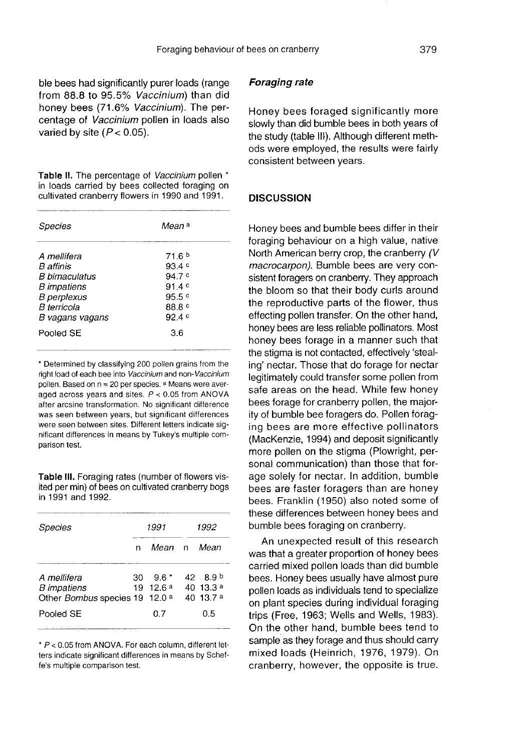ble bees had significantly purer loads (range from 88.8 to 95.5% *Vaccinium*) than did honey bees (71.6% *Vaccinium*). The percentage of *Vaccinium* pollen in loads also varied by site ($P < 0.05$).

**Table II.** The percentage of *Vaccinium* pollen * in loads carried by bees collected foraging on cultivated cranberry flowers in 1990 and 1991.

| *Species* | *Mean* [a] |
|---|---|
| *A mellifera* | 71.6 [b] |
| *B affinis* | 93.4 [c] |
| *B bimaculatus* | 94.7 [c] |
| *B impatiens* | 91.4 [c] |
| *B perplexus* | 95.5 [c] |
| *B terricola* | 88.8 [c] |
| *B vagans vagans* | 92.4 [c] |
| Pooled SE | 3.6 |

* Determined by classifying 200 pollen grains from the right load of each bee into *Vaccinium* and non-*Vaccinium* pollen. Based on n = 20 per species. [a] Means were averaged across years and sites. $P < 0.05$ from ANOVA after arcsine transformation. No significant difference was seen between years, but significant differences were seen between sites. Different letters indicate significant differences in means by Tukey's multiple comparison test.

**Table III.** Foraging rates (number of flowers visited per min) of bees on cultivated cranberry bogs in 1991 and 1992.

| *Species* | *1991* | | *1992* | |
|---|---|---|---|---|
| | n | *Mean* | n | *Mean* |
| *A mellifera* | 30 | 9.6 * | 42 | 8.9 [b] |
| *B impatiens* | 19 | 12.6 [a] | 40 | 13.3 [a] |
| Other *Bombus* species | 19 | 12.0 [a] | 40 | 13.7 [a] |
| Pooled SE | | 0.7 | | 0.5 |

* $P < 0.05$ from ANOVA. For each column, different letters indicate significant differences in means by Scheffe's multiple comparison test.

### *Foraging rate*

Honey bees foraged significantly more slowly than did bumble bees in both years of the study (table III). Although different methods were employed, the results were fairly consistent between years.

## DISCUSSION

Honey bees and bumble bees differ in their foraging behaviour on a high value, native North American berry crop, the cranberry *(V macrocarpon)*. Bumble bees are very consistent foragers on cranberry. They approach the bloom so that their body curls around the reproductive parts of the flower, thus effecting pollen transfer. On the other hand, honey bees are less reliable pollinators. Most honey bees forage in a manner such that the stigma is not contacted, effectively 'stealing' nectar. Those that do forage for nectar legitimately could transfer some pollen from safe areas on the head. While few honey bees forage for cranberry pollen, the majority of bumble bee foragers do. Pollen foraging bees are more effective pollinators (MacKenzie, 1994) and deposit significantly more pollen on the stigma (Plowright, personal communication) than those that forage solely for nectar. In addition, bumble bees are faster foragers than are honey bees. Franklin (1950) also noted some of these differences between honey bees and bumble bees foraging on cranberry.

An unexpected result of this research was that a greater proportion of honey bees carried mixed pollen loads than did bumble bees. Honey bees usually have almost pure pollen loads as individuals tend to specialize on plant species during individual foraging trips (Free, 1963; Wells and Wells, 1983). On the other hand, bumble bees tend to sample as they forage and thus should carry mixed loads (Heinrich, 1976, 1979). On cranberry, however, the opposite is true.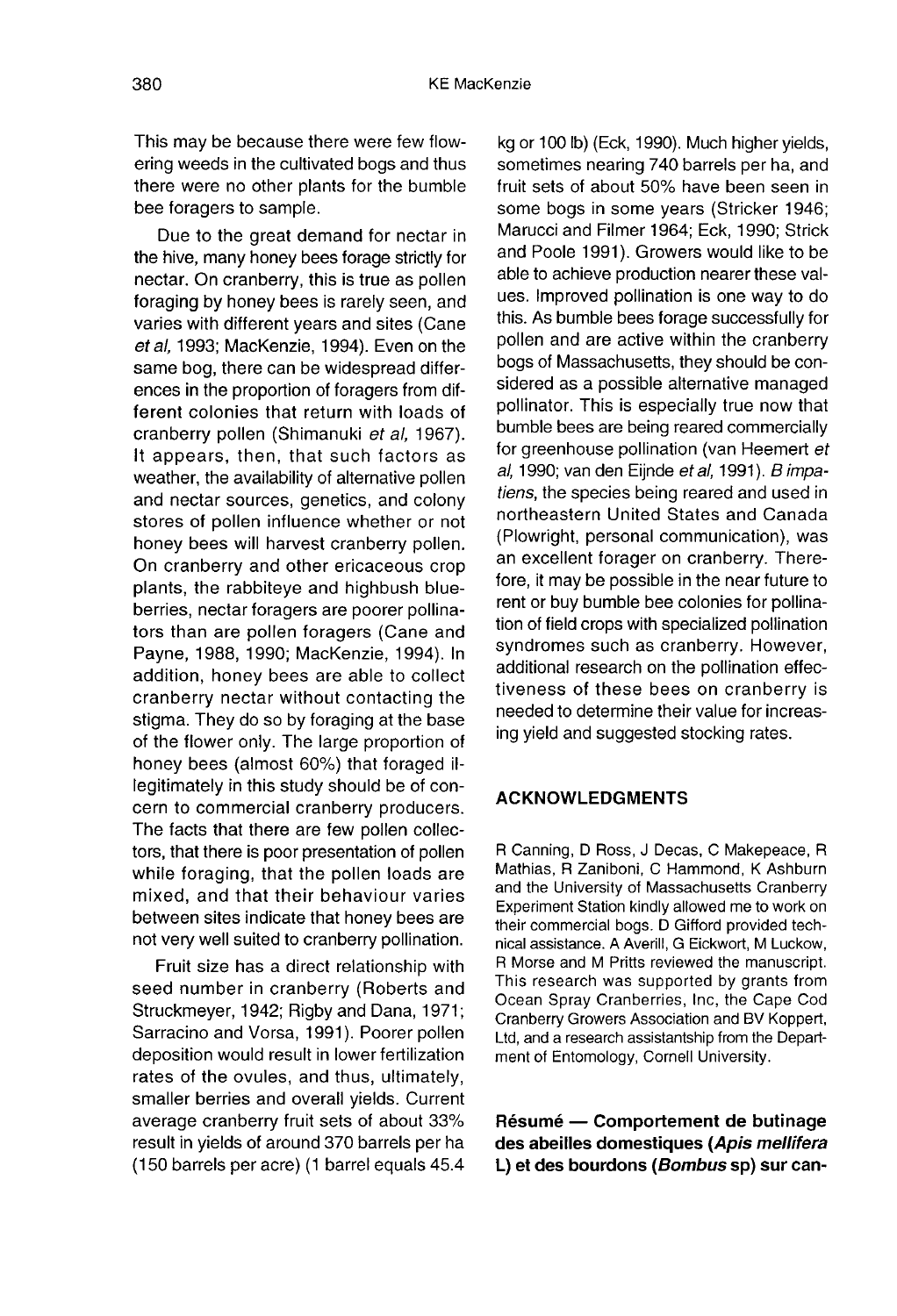This may be because there were few flowering weeds in the cultivated bogs and thus there were no other plants for the bumble bee foragers to sample.

Due to the great demand for nectar in the hive, many honey bees forage strictly for nectar. On cranberry, this is true as pollen foraging by honey bees is rarely seen, and varies with different years and sites (Cane *et al*, 1993; MacKenzie, 1994). Even on the same bog, there can be widespread differences in the proportion of foragers from different colonies that return with loads of cranberry pollen (Shimanuki *et al*, 1967). It appears, then, that such factors as weather, the availability of alternative pollen and nectar sources, genetics, and colony stores of pollen influence whether or not honey bees will harvest cranberry pollen. On cranberry and other ericaceous crop plants, the rabbiteye and highbush blueberries, nectar foragers are poorer pollinators than are pollen foragers (Cane and Payne, 1988, 1990; MacKenzie, 1994). In addition, honey bees are able to collect cranberry nectar without contacting the stigma. They do so by foraging at the base of the flower only. The large proportion of honey bees (almost 60%) that foraged illegitimately in this study should be of concern to commercial cranberry producers. The facts that there are few pollen collectors, that there is poor presentation of pollen while foraging, that the pollen loads are mixed, and that their behaviour varies between sites indicate that honey bees are not very well suited to cranberry pollination.

Fruit size has a direct relationship with seed number in cranberry (Roberts and Struckmeyer, 1942; Rigby and Dana, 1971; Sarracino and Vorsa, 1991). Poorer pollen deposition would result in lower fertilization rates of the ovules, and thus, ultimately, smaller berries and overall yields. Current average cranberry fruit sets of about 33% result in yields of around 370 barrels per ha (150 barrels per acre) (1 barrel equals 45.4 kg or 100 lb) (Eck, 1990). Much higher yields, sometimes nearing 740 barrels per ha, and fruit sets of about 50% have been seen in some bogs in some years (Stricker 1946; Marucci and Filmer 1964; Eck, 1990; Strick and Poole 1991). Growers would like to be able to achieve production nearer these values. Improved pollination is one way to do this. As bumble bees forage successfully for pollen and are active within the cranberry bogs of Massachusetts, they should be considered as a possible alternative managed pollinator. This is especially true now that bumble bees are being reared commercially for greenhouse pollination (van Heemert *et al*, 1990; van den Eijnde *et al*, 1991). *B impatiens*, the species being reared and used in northeastern United States and Canada (Plowright, personal communication), was an excellent forager on cranberry. Therefore, it may be possible in the near future to rent or buy bumble bee colonies for pollination of field crops with specialized pollination syndromes such as cranberry. However, additional research on the pollination effectiveness of these bees on cranberry is needed to determine their value for increasing yield and suggested stocking rates.

## ACKNOWLEDGMENTS

R Canning, D Ross, J Decas, C Makepeace, R Mathias, R Zaniboni, C Hammond, K Ashburn and the University of Massachusetts Cranberry Experiment Station kindly allowed me to work on their commercial bogs. D Gifford provided technical assistance. A Averill, G Eickwort, M Luckow, R Morse and M Pritts reviewed the manuscript. This research was supported by grants from Ocean Spray Cranberries, Inc, the Cape Cod Cranberry Growers Association and BV Koppert, Ltd, and a research assistantship from the Department of Entomology, Cornell University.

**Résumé — Comportement de butinage des abeilles domestiques (*Apis mellifera* L) et des bourdons (*Bombus* sp) sur can-**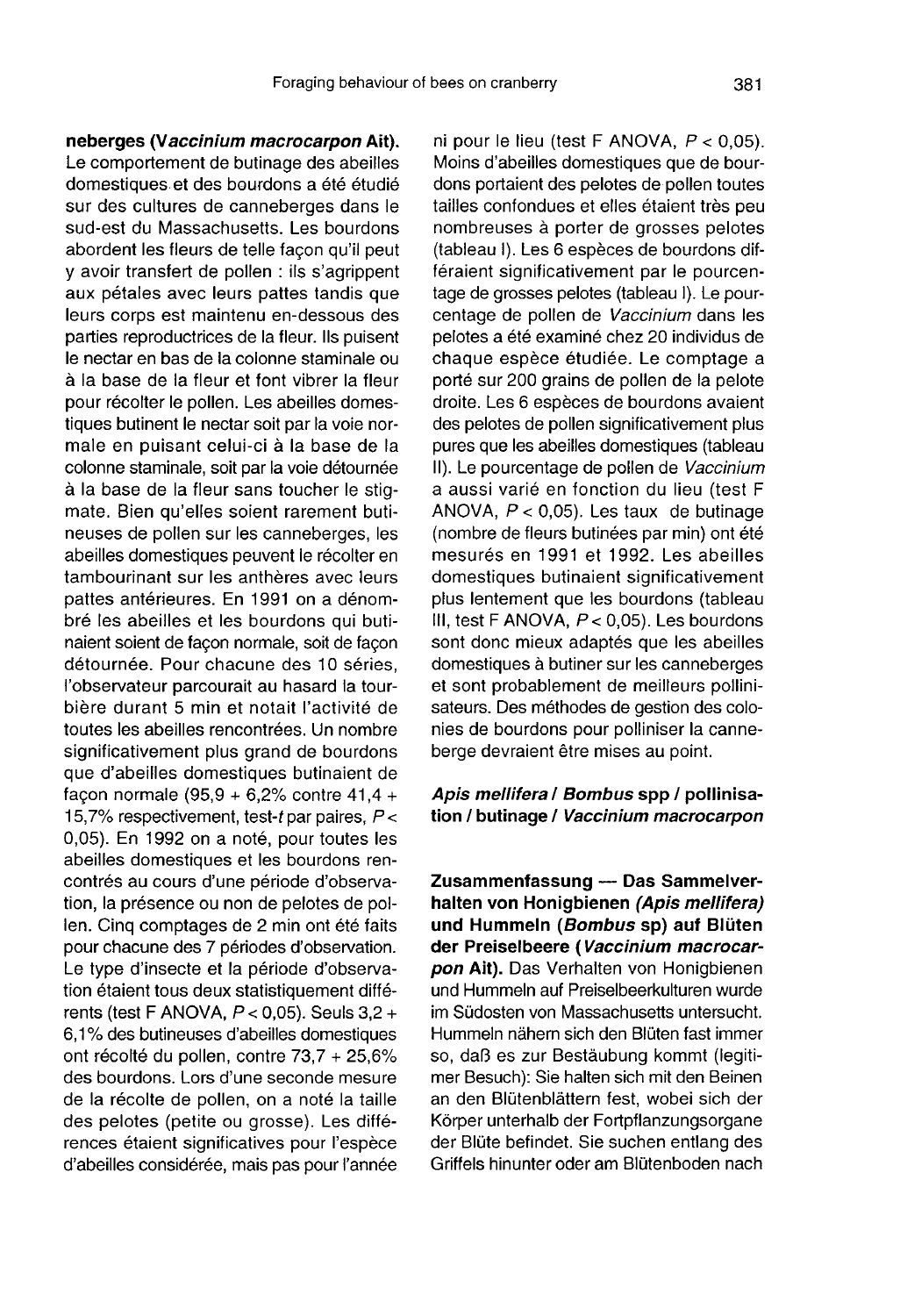**neberges (*Vaccinium macrocarpon* Ait).** Le comportement de butinage des abeilles domestiques et des bourdons a été étudié sur des cultures de canneberges dans le sud-est du Massachusetts. Les bourdons abordent les fleurs de telle façon qu'il peut y avoir transfert de pollen : ils s'agrippent aux pétales avec leurs pattes tandis que leurs corps est maintenu en-dessous des parties reproductrices de la fleur. Ils puisent le nectar en bas de la colonne staminale ou à la base de la fleur et font vibrer la fleur pour récolter le pollen. Les abeilles domestiques butinent le nectar soit par la voie normale en puisant celui-ci à la base de la colonne staminale, soit par la voie détournée à la base de la fleur sans toucher le stigmate. Bien qu'elles soient rarement butineuses de pollen sur les canneberges, les abeilles domestiques peuvent le récolter en tambourinant sur les anthères avec leurs pattes antérieures. En 1991 on a dénombré les abeilles et les bourdons qui butinaient soient de façon normale, soit de façon détournée. Pour chacune des 10 séries, l'observateur parcourait au hasard la tourbière durant 5 min et notait l'activité de toutes les abeilles rencontrées. Un nombre significativement plus grand de bourdons que d'abeilles domestiques butinaient de façon normale (95,9 + 6,2% contre 41,4 + 15,7% respectivement, test-*t* par paires, $P < 0,05$). En 1992 on a noté, pour toutes les abeilles domestiques et les bourdons rencontrés au cours d'une période d'observation, la présence ou non de pelotes de pollen. Cinq comptages de 2 min ont été faits pour chacune des 7 périodes d'observation. Le type d'insecte et la période d'observation étaient tous deux statistiquement différents (test F ANOVA, $P < 0,05$). Seuls 3,2 + 6,1% des butineuses d'abeilles domestiques ont récolté du pollen, contre 73,7 + 25,6% des bourdons. Lors d'une seconde mesure de la récolte de pollen, on a noté la taille des pelotes (petite ou grosse). Les différences étaient significatives pour l'espèce d'abeilles considérée, mais pas pour l'année ni pour le lieu (test F ANOVA, $P < 0,05$). Moins d'abeilles domestiques que de bourdons portaient des pelotes de pollen toutes tailles confondues et elles étaient très peu nombreuses à porter de grosses pelotes (tableau I). Les 6 espèces de bourdons différaient significativement par le pourcentage de grosses pelotes (tableau I). Le pourcentage de pollen de *Vaccinium* dans les pelotes a été examiné chez 20 individus de chaque espèce étudiée. Le comptage a porté sur 200 grains de pollen de la pelote droite. Les 6 espèces de bourdons avaient des pelotes de pollen significativement plus pures que les abeilles domestiques (tableau II). Le pourcentage de pollen de *Vaccinium* a aussi varié en fonction du lieu (test F ANOVA, $P < 0,05$). Les taux de butinage (nombre de fleurs butinées par min) ont été mesurés en 1991 et 1992. Les abeilles domestiques butinaient significativement plus lentement que les bourdons (tableau III, test F ANOVA, $P < 0,05$). Les bourdons sont donc mieux adaptés que les abeilles domestiques à butiner sur les canneberges et sont probablement de meilleurs pollinisateurs. Des méthodes de gestion des colonies de bourdons pour polliniser la canneberge devraient être mises au point.

***Apis mellifera* / *Bombus* spp / pollinisation / butinage / *Vaccinium macrocarpon***

**Zusammenfassung — Das Sammelverhalten von Honigbienen (*Apis mellifera*) und Hummeln (*Bombus* sp) auf Blüten der Preiselbeere (*Vaccinium macrocarpon* Ait).** Das Verhalten von Honigbienen und Hummeln auf Preiselbeerkulturen wurde im Südosten von Massachusetts untersucht. Hummeln nähern sich den Blüten fast immer so, daß es zur Bestäubung kommt (legitimer Besuch): Sie halten sich mit den Beinen an den Blütenblättern fest, wobei sich der Körper unterhalb der Fortpflanzungsorgane der Blüte befindet. Sie suchen entlang des Griffels hinunter oder am Blütenboden nach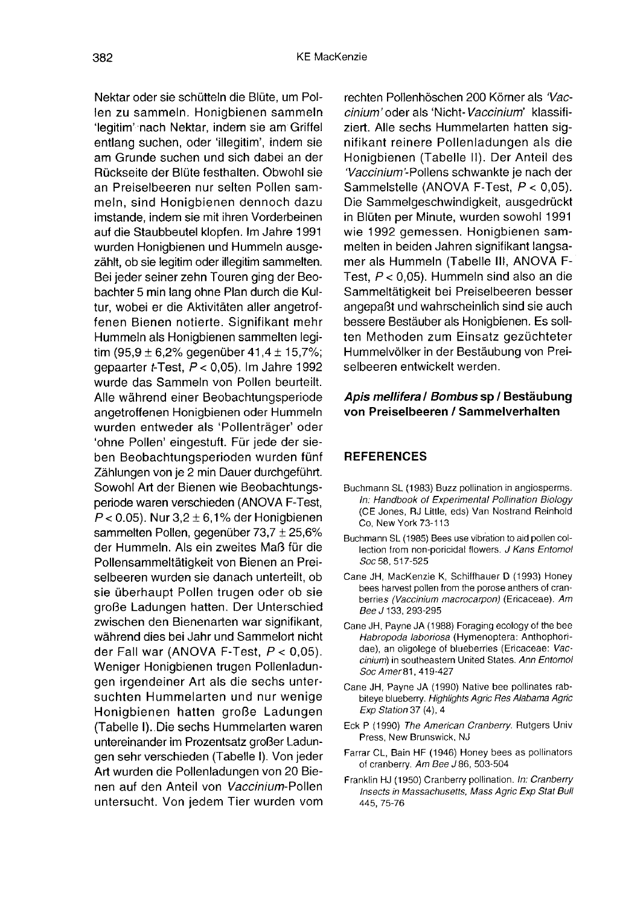Nektar oder sie schütteln die Blüte, um Pollen zu sammeln. Honigbienen sammeln 'legitim' nach Nektar, indem sie am Griffel entlang suchen, oder 'illegitim', indem sie am Grunde suchen und sich dabei an der Rückseite der Blüte festhalten. Obwohl sie an Preiselbeeren nur selten Pollen sammeln, sind Honigbienen dennoch dazu imstande, indem sie mit ihren Vorderbeinen auf die Staubbeutel klopfen. Im Jahre 1991 wurden Honigbienen und Hummeln ausgezählt, ob sie legitim oder illegitim sammelten. Bei jeder seiner zehn Touren ging der Beobachter 5 min lang ohne Plan durch die Kultur, wobei er die Aktivitäten aller angetroffenen Bienen notierte. Signifikant mehr Hummeln als Honigbienen sammelten legitim (95,9 ± 6,2% gegenüber 41,4 ± 15,7%; gepaarter *t*-Test, $P < 0,05$). Im Jahre 1992 wurde das Sammeln von Pollen beurteilt. Alle während einer Beobachtungsperiode angetroffenen Honigbienen oder Hummeln wurden entweder als 'Pollenträger' oder 'ohne Pollen' eingestuft. Für jede der sieben Beobachtungsperioden wurden fünf Zählungen von je 2 min Dauer durchgeführt. Sowohl Art der Bienen wie Beobachtungsperiode waren verschieden (ANOVA F-Test, $P < 0.05$). Nur 3,2 ± 6,1% der Honigbienen sammelten Pollen, gegenüber 73,7 ± 25,6% der Hummeln. Als ein zweites Maß für die Pollensammeltätigkeit von Bienen an Preiselbeeren wurden sie danach unterteilt, ob sie überhaupt Pollen trugen oder ob sie große Ladungen hatten. Der Unterschied zwischen den Bienenarten war signifikant, während dies bei Jahr und Sammelort nicht der Fall war (ANOVA F-Test, $P < 0,05$). Weniger Honigbienen trugen Pollenladungen irgendeiner Art als die sechs untersuchten Hummelarten und nur wenige Honigbienen hatten große Ladungen (Tabelle I). Die sechs Hummelarten waren untereinander im Prozentsatz großer Ladungen sehr verschieden (Tabelle I). Von jeder Art wurden die Pollenladungen von 20 Bienen auf den Anteil von *Vaccinium*-Pollen untersucht. Von jedem Tier wurden vom rechten Pollenhöschen 200 Körner als '*Vaccinium*' oder als 'Nicht-*Vaccinium*' klassifiziert. Alle sechs Hummelarten hatten signifikant reinere Pollenladungen als die Honigbienen (Tabelle II). Der Anteil des '*Vaccinium*'-Pollens schwankte je nach der Sammelstelle (ANOVA F-Test, $P < 0,05$). Die Sammelgeschwindigkeit, ausgedrückt in Blüten per Minute, wurden sowohl 1991 wie 1992 gemessen. Honigbienen sammelten in beiden Jahren signifikant langsamer als Hummeln (Tabelle III, ANOVA F-Test, $P < 0,05$). Hummeln sind also an die Sammeltätigkeit bei Preiselbeeren besser angepaßt und wahrscheinlich sind sie auch bessere Bestäuber als Honigbienen. Es sollten Methoden zum Einsatz gezüchteter Hummelvölker in der Bestäubung von Preiselbeeren entwickelt werden.

***Apis mellifera* / *Bombus* sp / Bestäubung von Preiselbeeren / Sammelverhalten**

## REFERENCES

Buchmann SL (1983) Buzz pollination in angiosperms. *In: Handbook of Experimental Pollination Biology* (CE Jones, RJ Little, eds) Van Nostrand Reinhold Co, New York 73-113

Buchmann SL (1985) Bees use vibration to aid pollen collection from non-poricidal flowers. *J Kans Entomol Soc* 58, 517-525

Cane JH, MacKenzie K, Schiffhauer D (1993) Honey bees harvest pollen from the porose anthers of cranberries *(Vaccinium macrocarpon)* (Ericaceae). *Am Bee J* 133, 293-295

Cane JH, Payne JA (1988) Foraging ecology of the bee *Habropoda laboriosa* (Hymenoptera: Anthophoridae), an oligolege of blueberries (Ericaceae: *Vaccinium*) in southeastern United States. *Ann Entomol Soc Amer* 81, 419-427

Cane JH, Payne JA (1990) Native bee pollinates rabbiteye blueberry. *Highlights Agric Res Alabama Agric Exp Station* 37 (4), 4

Eck P (1990) *The American Cranberry.* Rutgers Univ Press, New Brunswick, NJ

Farrar CL, Bain HF (1946) Honey bees as pollinators of cranberry. *Am Bee J* 86, 503-504

Franklin HJ (1950) Cranberry pollination. *In: Cranberry Insects in Massachusetts, Mass Agric Exp Stat Bull* 445, 75-76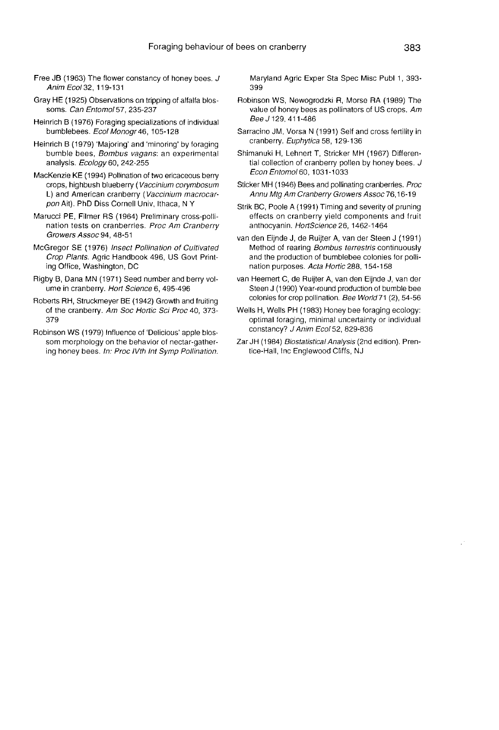Free JB (1963) The flower constancy of honey bees. *J Anim Ecol* 32, 119-131

Gray HE (1925) Observations on tripping of alfalfa blossoms. *Can Entomol* 57, 235-237

Heinrich B (1976) Foraging specializations of individual bumblebees. *Ecol Monogr* 46, 105-128

Heinrich B (1979) 'Majoring' and 'minoring' by foraging bumble bees, *Bombus vagans*: an experimental analysis. *Ecology* 60, 242-255

MacKenzie KE (1994) Pollination of two ericaceous berry crops, highbush blueberry (*Vaccinium corymbosum* L) and American cranberry (*Vaccinium macrocarpon* Ait). PhD Diss Cornell Univ, Ithaca, N Y

Marucci PE, Filmer RS (1964) Preliminary cross-pollination tests on cranberries. *Proc Am Cranberry Growers Assoc* 94, 48-51

McGregor SE (1976) *Insect Pollination of Cultivated Crop Plants*. Agric Handbook 496, US Govt Printing Office, Washington, DC

Rigby B, Dana MN (1971) Seed number and berry volume in cranberry. *Hort Science* 6, 495-496

Roberts RH, Struckmeyer BE (1942) Growth and fruiting of the cranberry. *Am Soc Hortic Sci Proc* 40, 373-379

Robinson WS (1979) Influence of 'Delicious' apple blossom morphology on the behavior of nectar-gathering honey bees. *In: Proc IVth Int Symp Pollination.* Maryland Agric Exper Sta Spec Misc Publ 1, 393-399

Robinson WS, Nowogrodzki R, Morse RA (1989) The value of honey bees as pollinators of US crops. *Am Bee J* 129, 411-486

Sarracino JM, Vorsa N (1991) Self and cross fertility in cranberry. *Euphytica* 58, 129-136

Shimanuki H, Lehnert T, Stricker MH (1967) Differential collection of cranberry pollen by honey bees. *J Econ Entomol* 60, 1031-1033

Sticker MH (1946) Bees and pollinating cranberries. *Proc Annu Mtg Am Cranberry Growers Assoc* 76,16-19

Strik BC, Poole A (1991) Timing and severity of pruning effects on cranberry yield components and fruit anthocyanin. *HortScience* 26, 1462-1464

van den Eijnde J, de Ruijter A, van der Steen J (1991) Method of rearing *Bombus terrestris* continuously and the production of bumblebee colonies for pollination purposes. *Acta Hortic* 288, 154-158

van Heemert C, de Ruijter A, van den Eijnde J, van der Steen J (1990) Year-round production of bumble bee colonies for crop pollination. *Bee World* 71 (2), 54-56

Wells H, Wells PH (1983) Honey bee foraging ecology: optimal foraging, minimal uncertainty or individual constancy? *J Anim Ecol* 52, 829-836

Zar JH (1984) *Biostatistical Analysis* (2nd edition). Prentice-Hall, Inc Englewood Cliffs, NJ